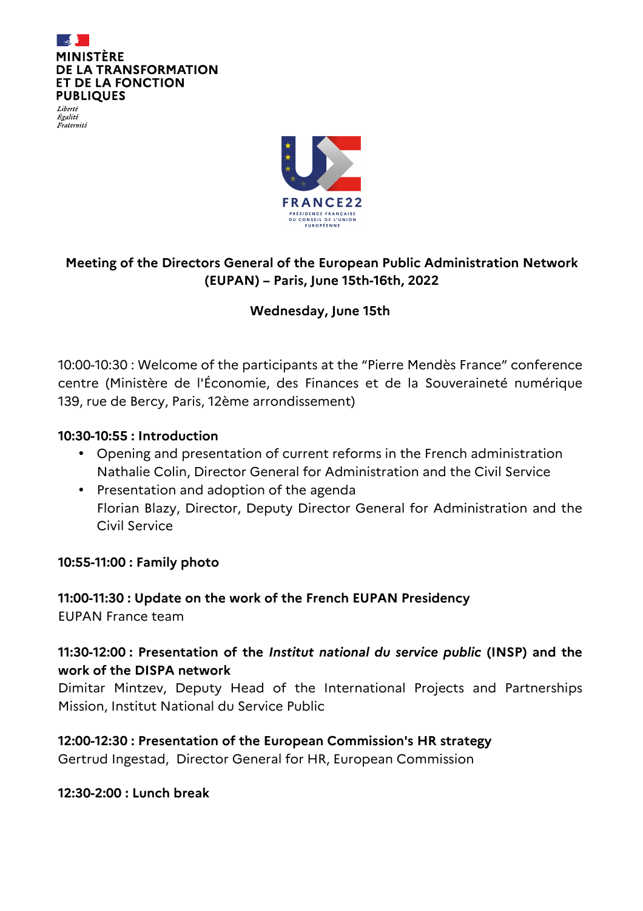MINISTÈRE
DE LA TRANSFORMATION
ET DE LA FONCTION
PUBLIQUES

*Liberté*
*Égalité*
*Fraternité*

FRANCE22
PRÉSIDENCE FRANÇAISE
DU CONSEIL DE L'UNION
EUROPÉENNE

# Meeting of the Directors General of the European Public Administration Network (EUPAN) – Paris, June 15th-16th, 2022

## Wednesday, June 15th

10:00-10:30 : Welcome of the participants at the "Pierre Mendès France" conference centre (Ministère de l'Économie, des Finances et de la Souveraineté numérique 139, rue de Bercy, Paris, 12ème arrondissement)

**10:30-10:55 : Introduction**

- Opening and presentation of current reforms in the French administration
  Nathalie Colin, Director General for Administration and the Civil Service
- Presentation and adoption of the agenda
  Florian Blazy, Director, Deputy Director General for Administration and the Civil Service

**10:55-11:00 : Family photo**

**11:00-11:30 : Update on the work of the French EUPAN Presidency**
EUPAN France team

**11:30-12:00 : Presentation of the *Institut national du service public* (INSP) and the work of the DISPA network**
Dimitar Mintzev, Deputy Head of the International Projects and Partnerships Mission, Institut National du Service Public

**12:00-12:30 : Presentation of the European Commission's HR strategy**
Gertrud Ingestad, Director General for HR, European Commission

**12:30-2:00 : Lunch break**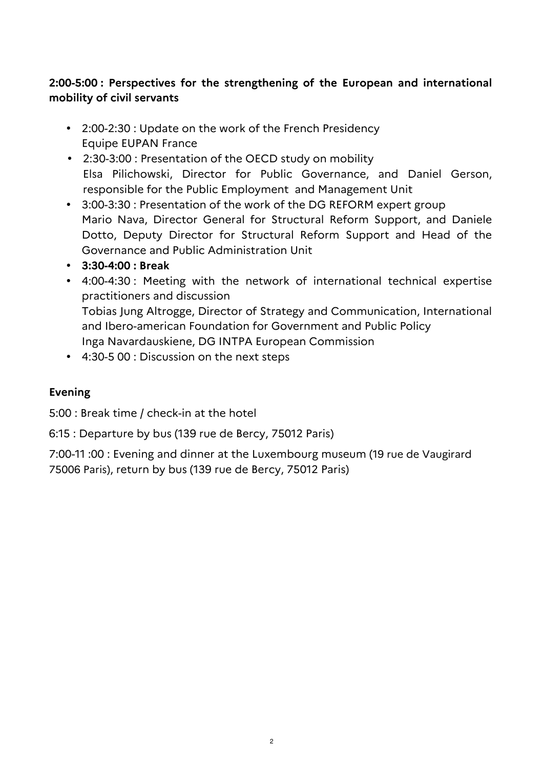**2:00-5:00 : Perspectives for the strengthening of the European and international mobility of civil servants**

- 2:00-2:30 : Update on the work of the French Presidency
  Equipe EUPAN France
- 2:30-3:00 : Presentation of the OECD study on mobility
  Elsa Pilichowski, Director for Public Governance, and Daniel Gerson, responsible for the Public Employment and Management Unit
- 3:00-3:30 : Presentation of the work of the DG REFORM expert group
  Mario Nava, Director General for Structural Reform Support, and Daniele Dotto, Deputy Director for Structural Reform Support and Head of the Governance and Public Administration Unit
- **3:30-4:00 : Break**
- 4:00-4:30 : Meeting with the network of international technical expertise practitioners and discussion
  Tobias Jung Altrogge, Director of Strategy and Communication, International and Ibero-american Foundation for Government and Public Policy
  Inga Navardauskiene, DG INTPA European Commission
- 4:30-5 00 : Discussion on the next steps

**Evening**

5:00 : Break time / check-in at the hotel

6:15 : Departure by bus (139 rue de Bercy, 75012 Paris)

7:00-11 :00 : Evening and dinner at the Luxembourg museum (19 rue de Vaugirard 75006 Paris), return by bus (139 rue de Bercy, 75012 Paris)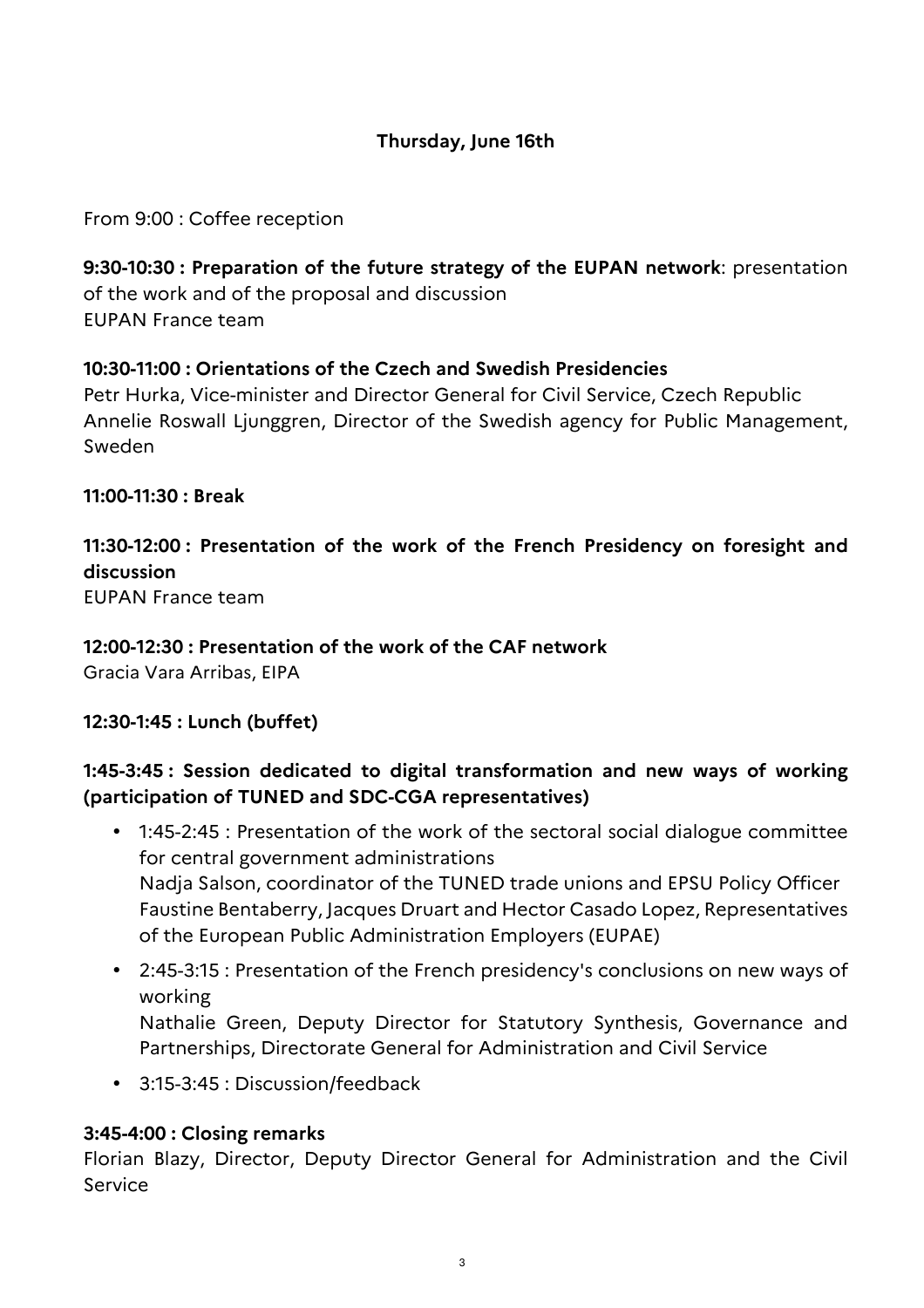**Thursday, June 16th**

From 9:00 : Coffee reception

**9:30-10:30 : Preparation of the future strategy of the EUPAN network**: presentation of the work and of the proposal and discussion
EUPAN France team

**10:30-11:00 : Orientations of the Czech and Swedish Presidencies**
Petr Hurka, Vice-minister and Director General for Civil Service, Czech Republic
Annelie Roswall Ljunggren, Director of the Swedish agency for Public Management, Sweden

**11:00-11:30 : Break**

**11:30-12:00 : Presentation of the work of the French Presidency on foresight and discussion**
EUPAN France team

**12:00-12:30 : Presentation of the work of the CAF network**
Gracia Vara Arribas, EIPA

**12:30-1:45 : Lunch (buffet)**

**1:45-3:45 : Session dedicated to digital transformation and new ways of working (participation of TUNED and SDC-CGA representatives)**

- 1:45-2:45 : Presentation of the work of the sectoral social dialogue committee for central government administrations
  Nadja Salson, coordinator of the TUNED trade unions and EPSU Policy Officer
  Faustine Bentaberry, Jacques Druart and Hector Casado Lopez, Representatives of the European Public Administration Employers (EUPAE)
- 2:45-3:15 : Presentation of the French presidency's conclusions on new ways of working
  Nathalie Green, Deputy Director for Statutory Synthesis, Governance and Partnerships, Directorate General for Administration and Civil Service
- 3:15-3:45 : Discussion/feedback

**3:45-4:00 : Closing remarks**
Florian Blazy, Director, Deputy Director General for Administration and the Civil Service